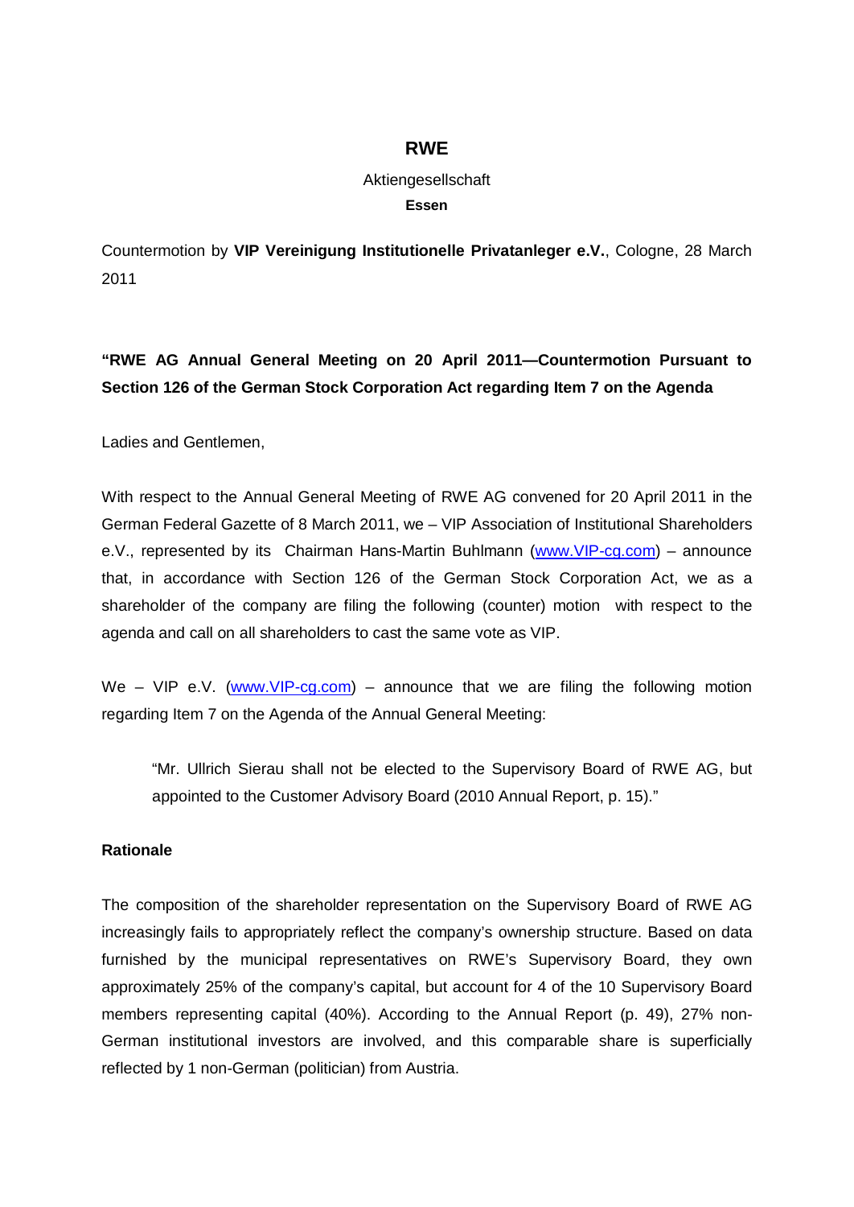# RWE

Aktiengesellschaft

**Essen**

Countermotion by **VIP Vereinigung Institutionelle Privatanleger e.V.**, Cologne, 28 March 2011

**"RWE AG Annual General Meeting on 20 April 2011—Countermotion Pursuant to Section 126 of the German Stock Corporation Act regarding Item 7 on the Agenda**

Ladies and Gentlemen,

With respect to the Annual General Meeting of RWE AG convened for 20 April 2011 in the German Federal Gazette of 8 March 2011, we – VIP Association of Institutional Shareholders e.V., represented by its Chairman Hans-Martin Buhlmann (www.VIP-cg.com) – announce that, in accordance with Section 126 of the German Stock Corporation Act, we as a shareholder of the company are filing the following (counter) motion with respect to the agenda and call on all shareholders to cast the same vote as VIP.

We – VIP e.V. (www.VIP-cg.com) – announce that we are filing the following motion regarding Item 7 on the Agenda of the Annual General Meeting:

> "Mr. Ullrich Sierau shall not be elected to the Supervisory Board of RWE AG, but appointed to the Customer Advisory Board (2010 Annual Report, p. 15)."

**Rationale**

The composition of the shareholder representation on the Supervisory Board of RWE AG increasingly fails to appropriately reflect the company's ownership structure. Based on data furnished by the municipal representatives on RWE's Supervisory Board, they own approximately 25% of the company's capital, but account for 4 of the 10 Supervisory Board members representing capital (40%). According to the Annual Report (p. 49), 27% non-German institutional investors are involved, and this comparable share is superficially reflected by 1 non-German (politician) from Austria.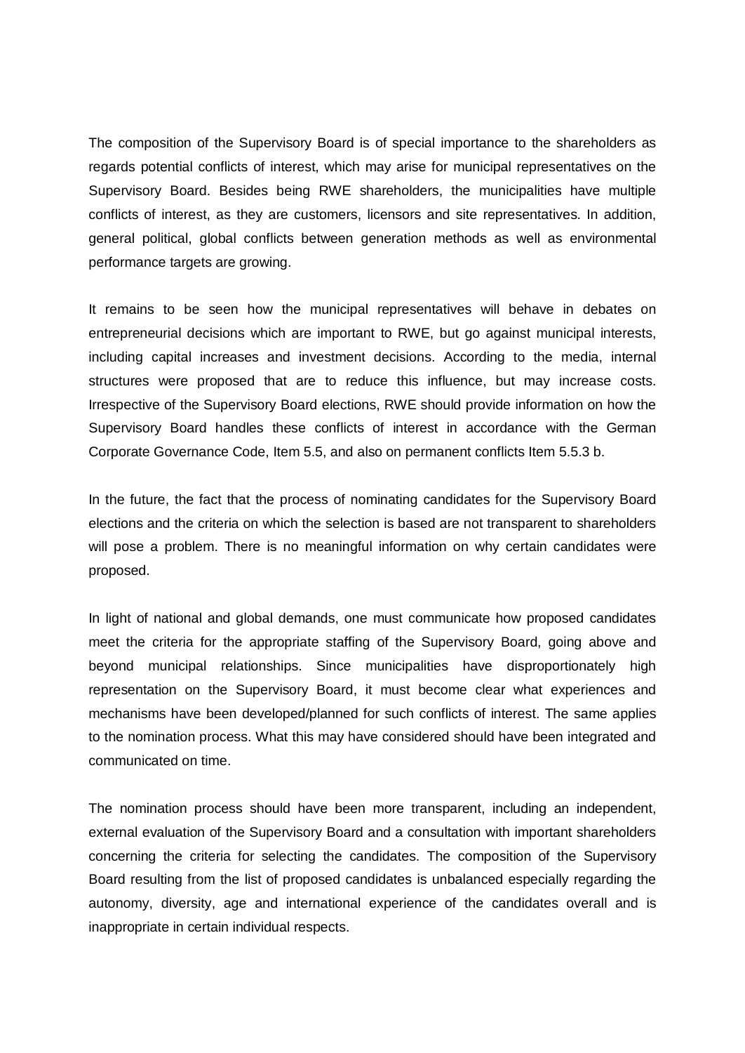The composition of the Supervisory Board is of special importance to the shareholders as regards potential conflicts of interest, which may arise for municipal representatives on the Supervisory Board. Besides being RWE shareholders, the municipalities have multiple conflicts of interest, as they are customers, licensors and site representatives. In addition, general political, global conflicts between generation methods as well as environmental performance targets are growing.

It remains to be seen how the municipal representatives will behave in debates on entrepreneurial decisions which are important to RWE, but go against municipal interests, including capital increases and investment decisions. According to the media, internal structures were proposed that are to reduce this influence, but may increase costs. Irrespective of the Supervisory Board elections, RWE should provide information on how the Supervisory Board handles these conflicts of interest in accordance with the German Corporate Governance Code, Item 5.5, and also on permanent conflicts Item 5.5.3 b.

In the future, the fact that the process of nominating candidates for the Supervisory Board elections and the criteria on which the selection is based are not transparent to shareholders will pose a problem. There is no meaningful information on why certain candidates were proposed.

In light of national and global demands, one must communicate how proposed candidates meet the criteria for the appropriate staffing of the Supervisory Board, going above and beyond municipal relationships. Since municipalities have disproportionately high representation on the Supervisory Board, it must become clear what experiences and mechanisms have been developed/planned for such conflicts of interest. The same applies to the nomination process. What this may have considered should have been integrated and communicated on time.

The nomination process should have been more transparent, including an independent, external evaluation of the Supervisory Board and a consultation with important shareholders concerning the criteria for selecting the candidates. The composition of the Supervisory Board resulting from the list of proposed candidates is unbalanced especially regarding the autonomy, diversity, age and international experience of the candidates overall and is inappropriate in certain individual respects.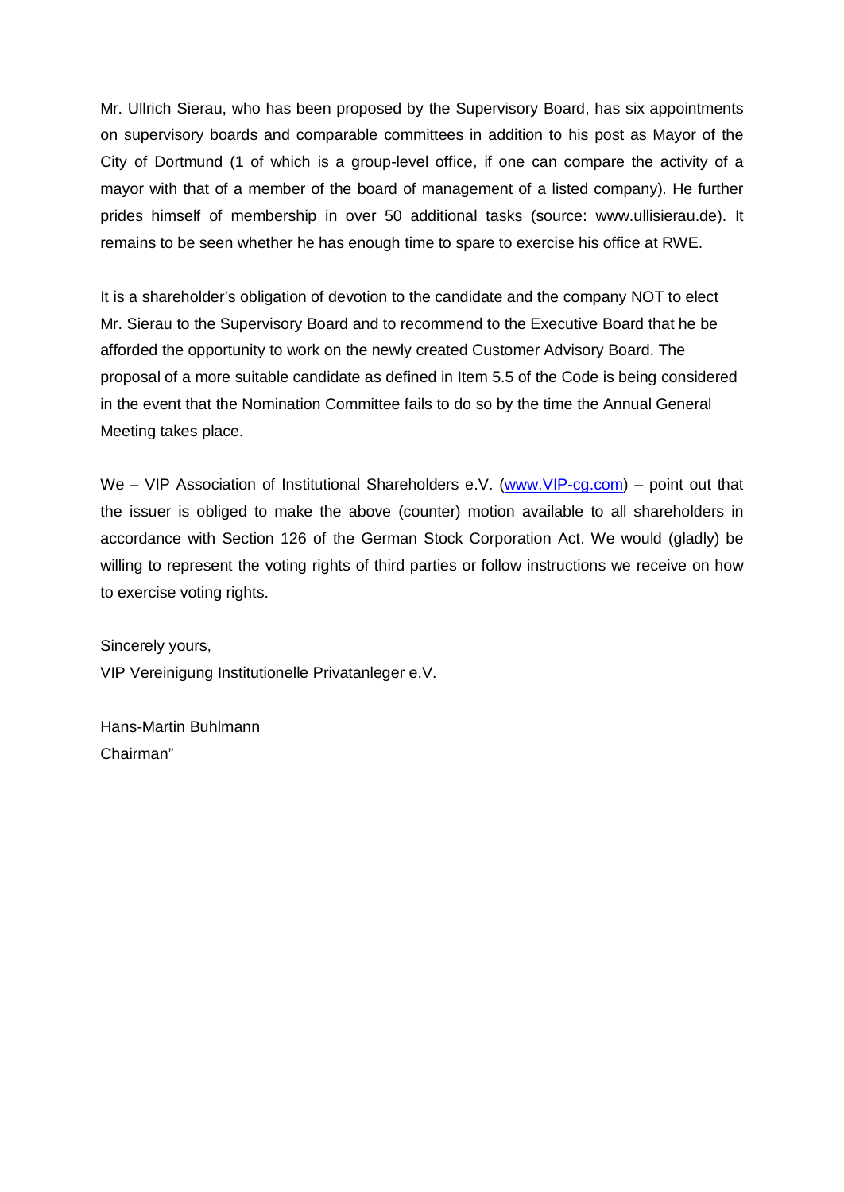Mr. Ullrich Sierau, who has been proposed by the Supervisory Board, has six appointments on supervisory boards and comparable committees in addition to his post as Mayor of the City of Dortmund (1 of which is a group-level office, if one can compare the activity of a mayor with that of a member of the board of management of a listed company). He further prides himself of membership in over 50 additional tasks (source: www.ullisierau.de). It remains to be seen whether he has enough time to spare to exercise his office at RWE.

It is a shareholder's obligation of devotion to the candidate and the company NOT to elect Mr. Sierau to the Supervisory Board and to recommend to the Executive Board that he be afforded the opportunity to work on the newly created Customer Advisory Board. The proposal of a more suitable candidate as defined in Item 5.5 of the Code is being considered in the event that the Nomination Committee fails to do so by the time the Annual General Meeting takes place.

We – VIP Association of Institutional Shareholders e.V. (www.VIP-cg.com) – point out that the issuer is obliged to make the above (counter) motion available to all shareholders in accordance with Section 126 of the German Stock Corporation Act. We would (gladly) be willing to represent the voting rights of third parties or follow instructions we receive on how to exercise voting rights.

Sincerely yours,
VIP Vereinigung Institutionelle Privatanleger e.V.

Hans-Martin Buhlmann
Chairman"